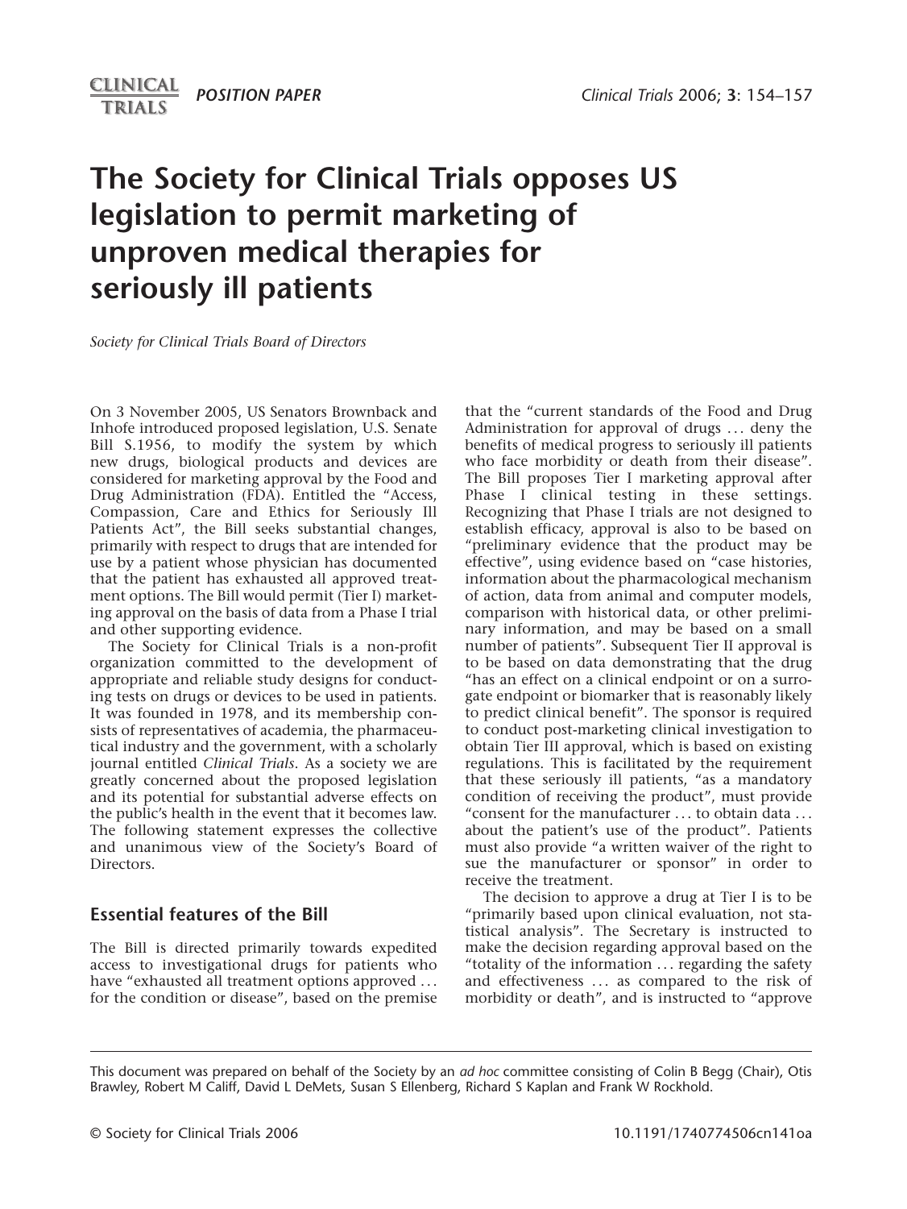POSITION PAPER

# The Society for Clinical Trials opposes US legislation to permit marketing of unproven medical therapies for seriously ill patients

*Society for Clinical Trials Board of Directors*

On 3 November 2005, US Senators Brownback and Inhofe introduced proposed legislation, U.S. Senate Bill S.1956, to modify the system by which new drugs, biological products and devices are considered for marketing approval by the Food and Drug Administration (FDA). Entitled the "Access, Compassion, Care and Ethics for Seriously Ill Patients Act", the Bill seeks substantial changes, primarily with respect to drugs that are intended for use by a patient whose physician has documented that the patient has exhausted all approved treatment options. The Bill would permit (Tier I) marketing approval on the basis of data from a Phase I trial and other supporting evidence.

The Society for Clinical Trials is a non-profit organization committed to the development of appropriate and reliable study designs for conducting tests on drugs or devices to be used in patients. It was founded in 1978, and its membership consists of representatives of academia, the pharmaceutical industry and the government, with a scholarly journal entitled *Clinical Trials*. As a society we are greatly concerned about the proposed legislation and its potential for substantial adverse effects on the public's health in the event that it becomes law. The following statement expresses the collective and unanimous view of the Society's Board of Directors.

## Essential features of the Bill

The Bill is directed primarily towards expedited access to investigational drugs for patients who have "exhausted all treatment options approved ... for the condition or disease", based on the premise that the "current standards of the Food and Drug Administration for approval of drugs ... deny the benefits of medical progress to seriously ill patients who face morbidity or death from their disease". The Bill proposes Tier I marketing approval after Phase I clinical testing in these settings. Recognizing that Phase I trials are not designed to establish efficacy, approval is also to be based on "preliminary evidence that the product may be effective", using evidence based on "case histories, information about the pharmacological mechanism of action, data from animal and computer models, comparison with historical data, or other preliminary information, and may be based on a small number of patients". Subsequent Tier II approval is to be based on data demonstrating that the drug "has an effect on a clinical endpoint or on a surrogate endpoint or biomarker that is reasonably likely to predict clinical benefit". The sponsor is required to conduct post-marketing clinical investigation to obtain Tier III approval, which is based on existing regulations. This is facilitated by the requirement that these seriously ill patients, "as a mandatory condition of receiving the product", must provide "consent for the manufacturer ... to obtain data ... about the patient's use of the product". Patients must also provide "a written waiver of the right to sue the manufacturer or sponsor" in order to receive the treatment.

The decision to approve a drug at Tier I is to be "primarily based upon clinical evaluation, not statistical analysis". The Secretary is instructed to make the decision regarding approval based on the "totality of the information ... regarding the safety and effectiveness ... as compared to the risk of morbidity or death", and is instructed to "approve

This document was prepared on behalf of the Society by an *ad hoc* committee consisting of Colin B Begg (Chair), Otis Brawley, Robert M Califf, David L DeMets, Susan S Ellenberg, Richard S Kaplan and Frank W Rockhold.

© Society for Clinical Trials 2006 10.1191/1740774506cn141oa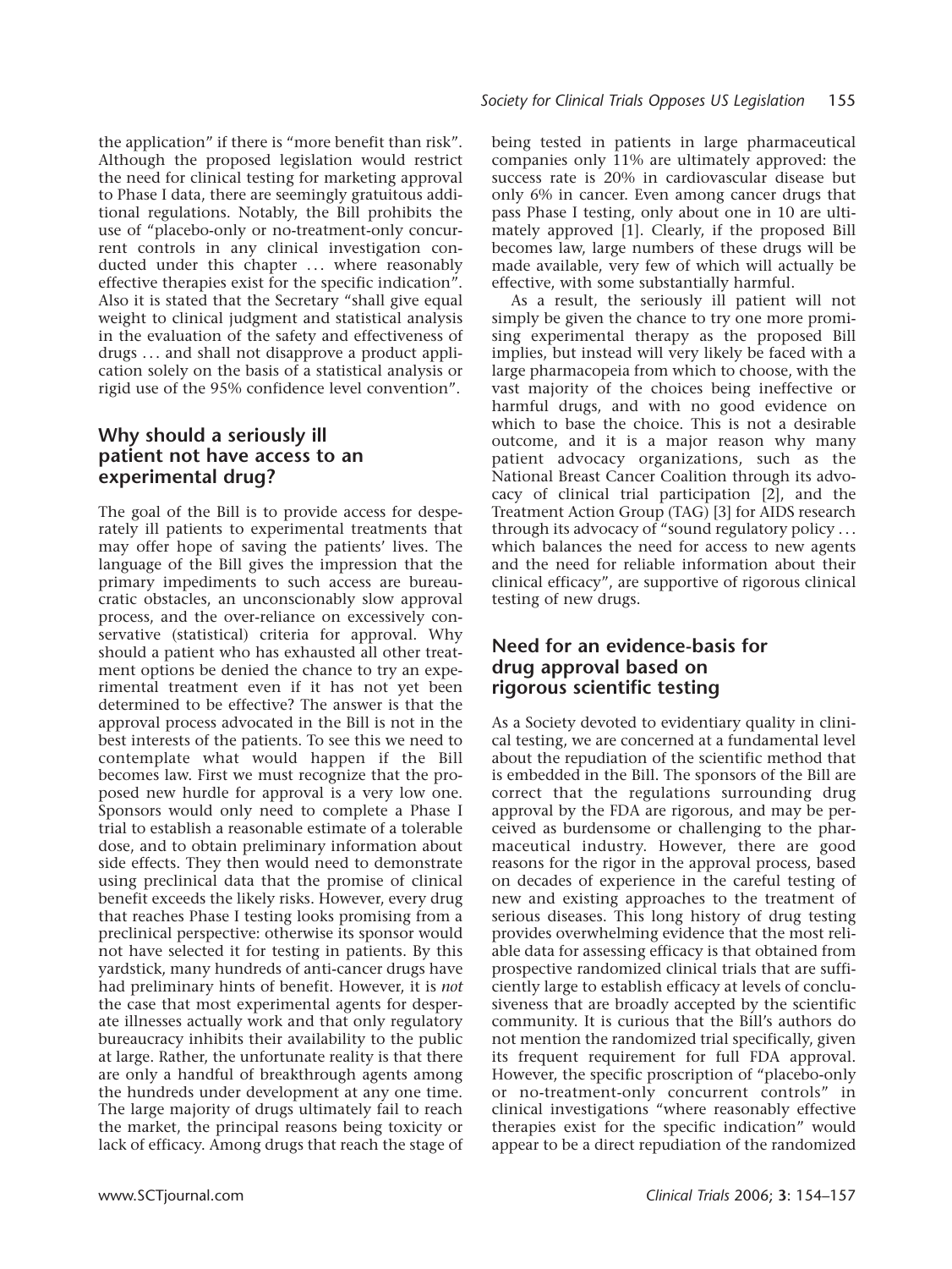the application" if there is "more benefit than risk". Although the proposed legislation would restrict the need for clinical testing for marketing approval to Phase I data, there are seemingly gratuitous additional regulations. Notably, the Bill prohibits the use of "placebo-only or no-treatment-only concurrent controls in any clinical investigation conducted under this chapter ... where reasonably effective therapies exist for the specific indication". Also it is stated that the Secretary "shall give equal weight to clinical judgment and statistical analysis in the evaluation of the safety and effectiveness of drugs ... and shall not disapprove a product application solely on the basis of a statistical analysis or rigid use of the 95% confidence level convention".

## Why should a seriously ill patient not have access to an experimental drug?

The goal of the Bill is to provide access for desperately ill patients to experimental treatments that may offer hope of saving the patients' lives. The language of the Bill gives the impression that the primary impediments to such access are bureaucratic obstacles, an unconscionably slow approval process, and the over-reliance on excessively conservative (statistical) criteria for approval. Why should a patient who has exhausted all other treatment options be denied the chance to try an experimental treatment even if it has not yet been determined to be effective? The answer is that the approval process advocated in the Bill is not in the best interests of the patients. To see this we need to contemplate what would happen if the Bill becomes law. First we must recognize that the proposed new hurdle for approval is a very low one. Sponsors would only need to complete a Phase I trial to establish a reasonable estimate of a tolerable dose, and to obtain preliminary information about side effects. They then would need to demonstrate using preclinical data that the promise of clinical benefit exceeds the likely risks. However, every drug that reaches Phase I testing looks promising from a preclinical perspective: otherwise its sponsor would not have selected it for testing in patients. By this yardstick, many hundreds of anti-cancer drugs have had preliminary hints of benefit. However, it is *not* the case that most experimental agents for desperate illnesses actually work and that only regulatory bureaucracy inhibits their availability to the public at large. Rather, the unfortunate reality is that there are only a handful of breakthrough agents among the hundreds under development at any one time. The large majority of drugs ultimately fail to reach the market, the principal reasons being toxicity or lack of efficacy. Among drugs that reach the stage of being tested in patients in large pharmaceutical companies only 11% are ultimately approved: the success rate is 20% in cardiovascular disease but only 6% in cancer. Even among cancer drugs that pass Phase I testing, only about one in 10 are ultimately approved [1]. Clearly, if the proposed Bill becomes law, large numbers of these drugs will be made available, very few of which will actually be effective, with some substantially harmful.

As a result, the seriously ill patient will not simply be given the chance to try one more promising experimental therapy as the proposed Bill implies, but instead will very likely be faced with a large pharmacopeia from which to choose, with the vast majority of the choices being ineffective or harmful drugs, and with no good evidence on which to base the choice. This is not a desirable outcome, and it is a major reason why many patient advocacy organizations, such as the National Breast Cancer Coalition through its advocacy of clinical trial participation [2], and the Treatment Action Group (TAG) [3] for AIDS research through its advocacy of "sound regulatory policy ... which balances the need for access to new agents and the need for reliable information about their clinical efficacy", are supportive of rigorous clinical testing of new drugs.

## Need for an evidence-basis for drug approval based on rigorous scientific testing

As a Society devoted to evidentiary quality in clinical testing, we are concerned at a fundamental level about the repudiation of the scientific method that is embedded in the Bill. The sponsors of the Bill are correct that the regulations surrounding drug approval by the FDA are rigorous, and may be perceived as burdensome or challenging to the pharmaceutical industry. However, there are good reasons for the rigor in the approval process, based on decades of experience in the careful testing of new and existing approaches to the treatment of serious diseases. This long history of drug testing provides overwhelming evidence that the most reliable data for assessing efficacy is that obtained from prospective randomized clinical trials that are sufficiently large to establish efficacy at levels of conclusiveness that are broadly accepted by the scientific community. It is curious that the Bill's authors do not mention the randomized trial specifically, given its frequent requirement for full FDA approval. However, the specific proscription of "placebo-only or no-treatment-only concurrent controls" in clinical investigations "where reasonably effective therapies exist for the specific indication" would appear to be a direct repudiation of the randomized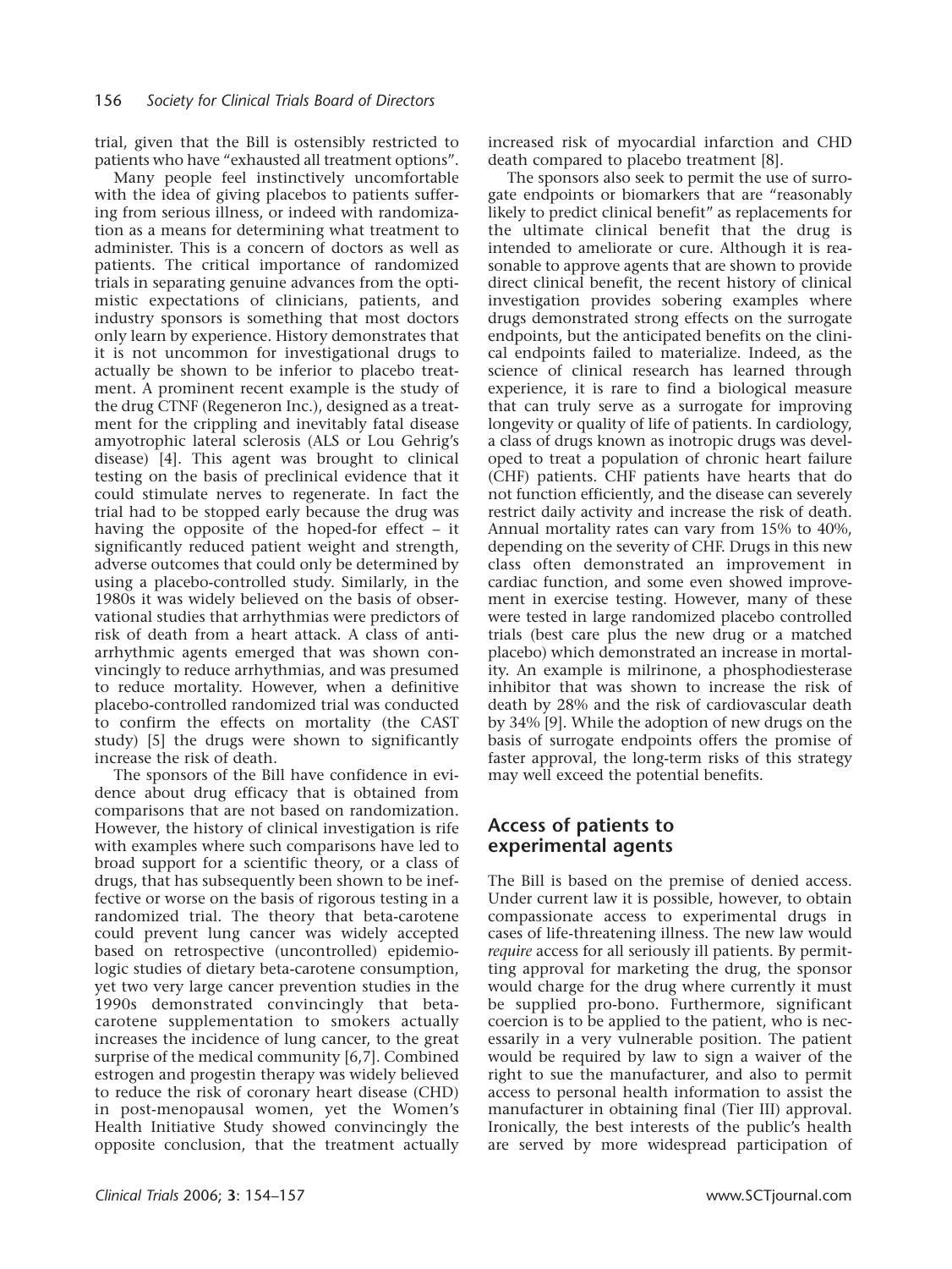trial, given that the Bill is ostensibly restricted to patients who have "exhausted all treatment options".

Many people feel instinctively uncomfortable with the idea of giving placebos to patients suffering from serious illness, or indeed with randomization as a means for determining what treatment to administer. This is a concern of doctors as well as patients. The critical importance of randomized trials in separating genuine advances from the optimistic expectations of clinicians, patients, and industry sponsors is something that most doctors only learn by experience. History demonstrates that it is not uncommon for investigational drugs to actually be shown to be inferior to placebo treatment. A prominent recent example is the study of the drug CTNF (Regeneron Inc.), designed as a treatment for the crippling and inevitably fatal disease amyotrophic lateral sclerosis (ALS or Lou Gehrig's disease) [4]. This agent was brought to clinical testing on the basis of preclinical evidence that it could stimulate nerves to regenerate. In fact the trial had to be stopped early because the drug was having the opposite of the hoped-for effect – it significantly reduced patient weight and strength, adverse outcomes that could only be determined by using a placebo-controlled study. Similarly, in the 1980s it was widely believed on the basis of observational studies that arrhythmias were predictors of risk of death from a heart attack. A class of anti-arrhythmic agents emerged that was shown convincingly to reduce arrhythmias, and was presumed to reduce mortality. However, when a definitive placebo-controlled randomized trial was conducted to confirm the effects on mortality (the CAST study) [5] the drugs were shown to significantly increase the risk of death.

The sponsors of the Bill have confidence in evidence about drug efficacy that is obtained from comparisons that are not based on randomization. However, the history of clinical investigation is rife with examples where such comparisons have led to broad support for a scientific theory, or a class of drugs, that has subsequently been shown to be ineffective or worse on the basis of rigorous testing in a randomized trial. The theory that beta-carotene could prevent lung cancer was widely accepted based on retrospective (uncontrolled) epidemiologic studies of dietary beta-carotene consumption, yet two very large cancer prevention studies in the 1990s demonstrated convincingly that beta-carotene supplementation to smokers actually increases the incidence of lung cancer, to the great surprise of the medical community [6,7]. Combined estrogen and progestin therapy was widely believed to reduce the risk of coronary heart disease (CHD) in post-menopausal women, yet the Women's Health Initiative Study showed convincingly the opposite conclusion, that the treatment actually increased risk of myocardial infarction and CHD death compared to placebo treatment [8].

The sponsors also seek to permit the use of surrogate endpoints or biomarkers that are "reasonably likely to predict clinical benefit" as replacements for the ultimate clinical benefit that the drug is intended to ameliorate or cure. Although it is reasonable to approve agents that are shown to provide direct clinical benefit, the recent history of clinical investigation provides sobering examples where drugs demonstrated strong effects on the surrogate endpoints, but the anticipated benefits on the clinical endpoints failed to materialize. Indeed, as the science of clinical research has learned through experience, it is rare to find a biological measure that can truly serve as a surrogate for improving longevity or quality of life of patients. In cardiology, a class of drugs known as inotropic drugs was developed to treat a population of chronic heart failure (CHF) patients. CHF patients have hearts that do not function efficiently, and the disease can severely restrict daily activity and increase the risk of death. Annual mortality rates can vary from 15% to 40%, depending on the severity of CHF. Drugs in this new class often demonstrated an improvement in cardiac function, and some even showed improvement in exercise testing. However, many of these were tested in large randomized placebo controlled trials (best care plus the new drug or a matched placebo) which demonstrated an increase in mortality. An example is milrinone, a phosphodiesterase inhibitor that was shown to increase the risk of death by 28% and the risk of cardiovascular death by 34% [9]. While the adoption of new drugs on the basis of surrogate endpoints offers the promise of faster approval, the long-term risks of this strategy may well exceed the potential benefits.

## Access of patients to experimental agents

The Bill is based on the premise of denied access. Under current law it is possible, however, to obtain compassionate access to experimental drugs in cases of life-threatening illness. The new law would *require* access for all seriously ill patients. By permitting approval for marketing the drug, the sponsor would charge for the drug where currently it must be supplied pro-bono. Furthermore, significant coercion is to be applied to the patient, who is necessarily in a very vulnerable position. The patient would be required by law to sign a waiver of the right to sue the manufacturer, and also to permit access to personal health information to assist the manufacturer in obtaining final (Tier III) approval. Ironically, the best interests of the public's health are served by more widespread participation of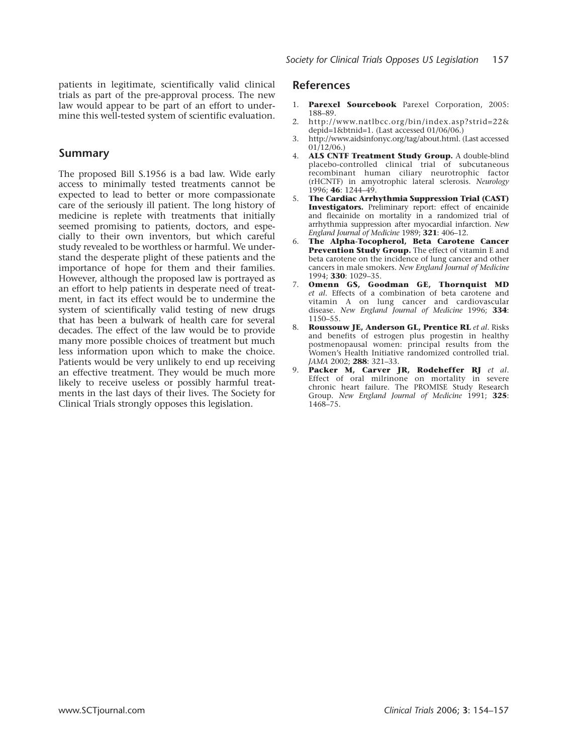patients in legitimate, scientifically valid clinical trials as part of the pre-approval process. The new law would appear to be part of an effort to undermine this well-tested system of scientific evaluation.

## Summary

The proposed Bill S.1956 is a bad law. Wide early access to minimally tested treatments cannot be expected to lead to better or more compassionate care of the seriously ill patient. The long history of medicine is replete with treatments that initially seemed promising to patients, doctors, and especially to their own inventors, but which careful study revealed to be worthless or harmful. We understand the desperate plight of these patients and the importance of hope for them and their families. However, although the proposed law is portrayed as an effort to help patients in desperate need of treatment, in fact its effect would be to undermine the system of scientifically valid testing of new drugs that has been a bulwark of health care for several decades. The effect of the law would be to provide many more possible choices of treatment but much less information upon which to make the choice. Patients would be very unlikely to end up receiving an effective treatment. They would be much more likely to receive useless or possibly harmful treatments in the last days of their lives. The Society for Clinical Trials strongly opposes this legislation.

## References

1. **Parexel Sourcebook** Parexel Corporation, 2005: 188–89.
2. http://www.natlbcc.org/bin/index.asp?strid=22&depid=1&btnid=1. (Last accessed 01/06/06.)
3. http://www.aidsinfonyc.org/tag/about.html. (Last accessed 01/12/06.)
4. **ALS CNTF Treatment Study Group.** A double-blind placebo-controlled clinical trial of subcutaneous recombinant human ciliary neurotrophic factor (rHCNTF) in amyotrophic lateral sclerosis. *Neurology* 1996; **46**: 1244–49.
5. **The Cardiac Arrhythmia Suppression Trial (CAST) Investigators.** Preliminary report: effect of encainide and flecainide on mortality in a randomized trial of arrhythmia suppression after myocardial infarction. *New England Journal of Medicine* 1989; **321**: 406–12.
6. **The Alpha-Tocopherol, Beta Carotene Cancer Prevention Study Group.** The effect of vitamin E and beta carotene on the incidence of lung cancer and other cancers in male smokers. *New England Journal of Medicine* 1994; **330**: 1029–35.
7. **Omenn GS, Goodman GE, Thornquist MD** *et al*. Effects of a combination of beta carotene and vitamin A on lung cancer and cardiovascular disease. *New England Journal of Medicine* 1996; **334**: 1150–55.
8. **Roussouw JE, Anderson GL, Prentice RL** *et al*. Risks and benefits of estrogen plus progestin in healthy postmenopausal women: principal results from the Women's Health Initiative randomized controlled trial. *JAMA* 2002; **288**: 321–33.
9. **Packer M, Carver JR, Rodeheffer RJ** *et al*. Effect of oral milrinone on mortality in severe chronic heart failure. The PROMISE Study Research Group. *New England Journal of Medicine* 1991; **325**: 1468–75.